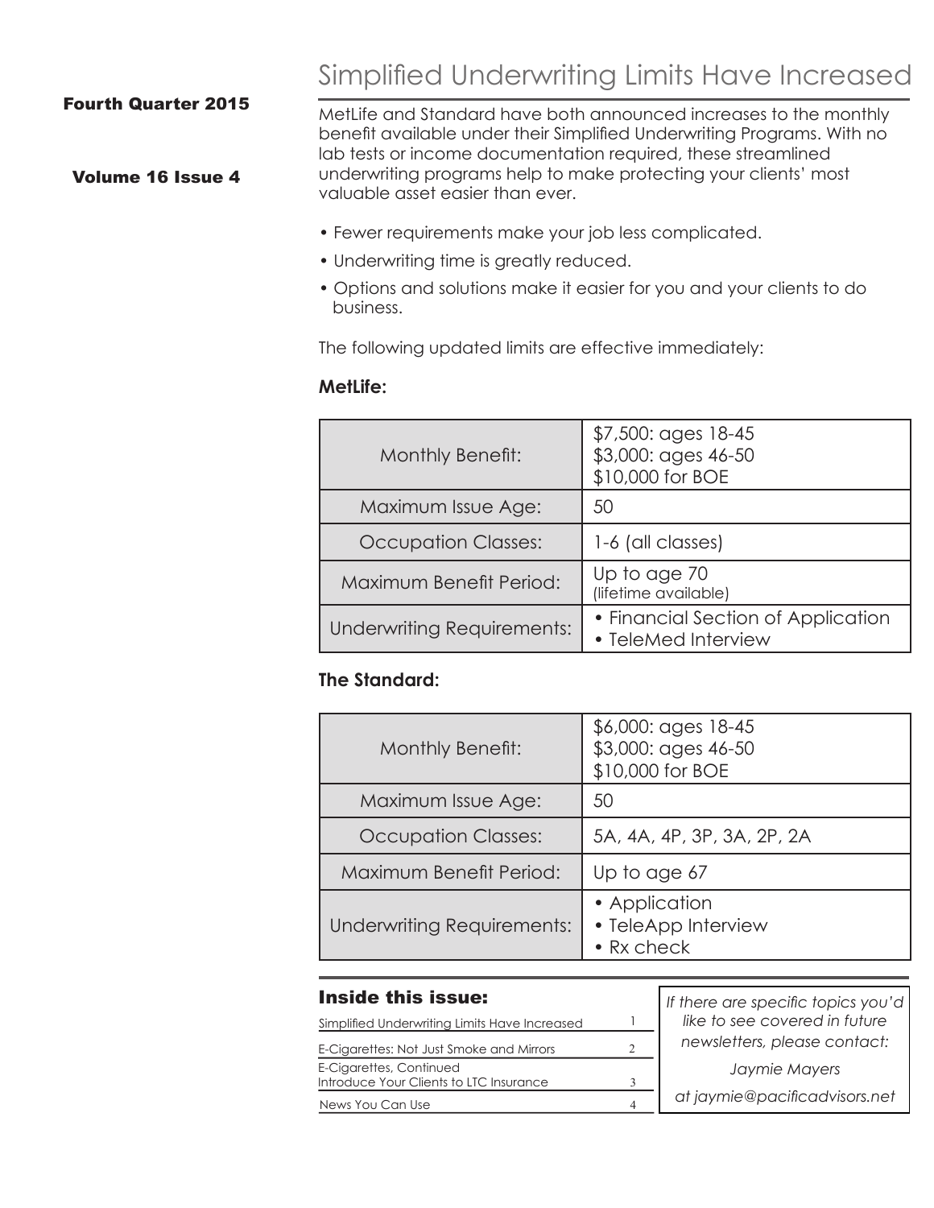Fourth Quarter 2015

Volume 16 Issue 4

# Simplified Underwriting Limits Have Increased

MetLife and Standard have both announced increases to the monthly benefit available under their Simplified Underwriting Programs. With no lab tests or income documentation required, these streamlined underwriting programs help to make protecting your clients' most valuable asset easier than ever.

- Fewer requirements make your job less complicated.
- Underwriting time is greatly reduced.
- Options and solutions make it easier for you and your clients to do business.

The following updated limits are effective immediately:

**MetLife:**

| | |
|---|---|
| Monthly Benefit: | $7,500: ages 18-45<br>$3,000: ages 46-50<br>$10,000 for BOE |
| Maximum Issue Age: | 50 |
| Occupation Classes: | 1-6 (all classes) |
| Maximum Benefit Period: | Up to age 70<br>(lifetime available) |
| Underwriting Requirements: | • Financial Section of Application<br>• TeleMed Interview |

**The Standard:**

| | |
|---|---|
| Monthly Benefit: | $6,000: ages 18-45<br>$3,000: ages 46-50<br>$10,000 for BOE |
| Maximum Issue Age: | 50 |
| Occupation Classes: | 5A, 4A, 4P, 3P, 3A, 2P, 2A |
| Maximum Benefit Period: | Up to age 67 |
| Underwriting Requirements: | • Application<br>• TeleApp Interview<br>• Rx check |

## Inside this issue:

| | |
|---|---|
| Simplified Underwriting Limits Have Increased | 1 |
| E-Cigarettes: Not Just Smoke and Mirrors | 2 |
| E-Cigarettes, Continued<br>Introduce Your Clients to LTC Insurance | 3 |
| News You Can Use | 4 |

*If there are specific topics you'd like to see covered in future newsletters, please contact:*

*Jaymie Mayers*

*at jaymie@pacificadvisors.net*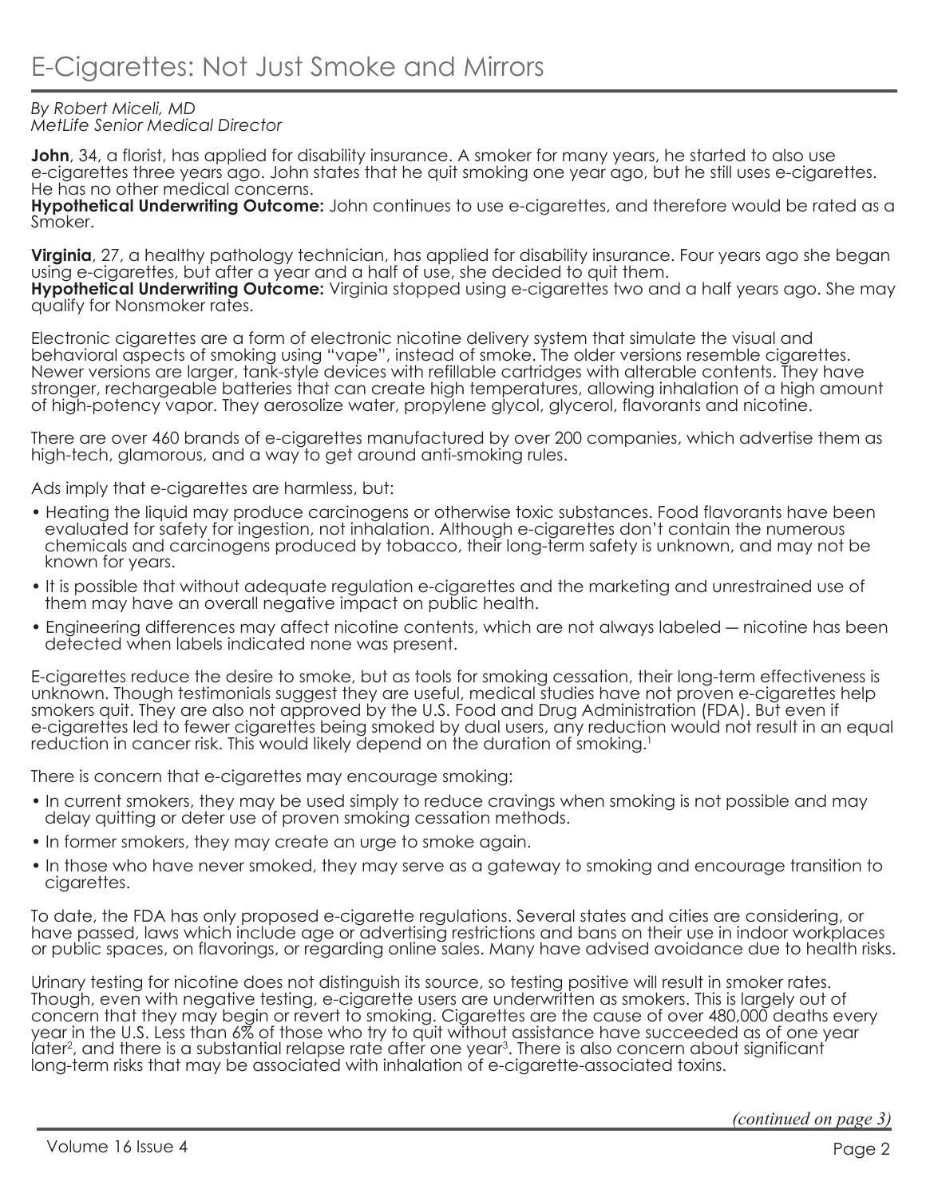# E-Cigarettes: Not Just Smoke and Mirrors

*By Robert Miceli, MD*
*MetLife Senior Medical Director*

**John**, 34, a florist, has applied for disability insurance. A smoker for many years, he started to also use e-cigarettes three years ago. John states that he quit smoking one year ago, but he still uses e-cigarettes. He has no other medical concerns.
**Hypothetical Underwriting Outcome:** John continues to use e-cigarettes, and therefore would be rated as a Smoker.

**Virginia**, 27, a healthy pathology technician, has applied for disability insurance. Four years ago she began using e-cigarettes, but after a year and a half of use, she decided to quit them.
**Hypothetical Underwriting Outcome:** Virginia stopped using e-cigarettes two and a half years ago. She may qualify for Nonsmoker rates.

Electronic cigarettes are a form of electronic nicotine delivery system that simulate the visual and behavioral aspects of smoking using "vape", instead of smoke. The older versions resemble cigarettes. Newer versions are larger, tank-style devices with refillable cartridges with alterable contents. They have stronger, rechargeable batteries that can create high temperatures, allowing inhalation of a high amount of high-potency vapor. They aerosolize water, propylene glycol, glycerol, flavorants and nicotine.

There are over 460 brands of e-cigarettes manufactured by over 200 companies, which advertise them as high-tech, glamorous, and a way to get around anti-smoking rules.

Ads imply that e-cigarettes are harmless, but:

- Heating the liquid may produce carcinogens or otherwise toxic substances. Food flavorants have been evaluated for safety for ingestion, not inhalation. Although e-cigarettes don't contain the numerous chemicals and carcinogens produced by tobacco, their long-term safety is unknown, and may not be known for years.
- It is possible that without adequate regulation e-cigarettes and the marketing and unrestrained use of them may have an overall negative impact on public health.
- Engineering differences may affect nicotine contents, which are not always labeled — nicotine has been detected when labels indicated none was present.

E-cigarettes reduce the desire to smoke, but as tools for smoking cessation, their long-term effectiveness is unknown. Though testimonials suggest they are useful, medical studies have not proven e-cigarettes help smokers quit. They are also not approved by the U.S. Food and Drug Administration (FDA). But even if e-cigarettes led to fewer cigarettes being smoked by dual users, any reduction would not result in an equal reduction in cancer risk. This would likely depend on the duration of smoking.[1]

There is concern that e-cigarettes may encourage smoking:

- In current smokers, they may be used simply to reduce cravings when smoking is not possible and may delay quitting or deter use of proven smoking cessation methods.
- In former smokers, they may create an urge to smoke again.
- In those who have never smoked, they may serve as a gateway to smoking and encourage transition to cigarettes.

To date, the FDA has only proposed e-cigarette regulations. Several states and cities are considering, or have passed, laws which include age or advertising restrictions and bans on their use in indoor workplaces or public spaces, on flavorings, or regarding online sales. Many have advised avoidance due to health risks.

Urinary testing for nicotine does not distinguish its source, so testing positive will result in smoker rates. Though, even with negative testing, e-cigarette users are underwritten as smokers. This is largely out of concern that they may begin or revert to smoking. Cigarettes are the cause of over 480,000 deaths every year in the U.S. Less than 6% of those who try to quit without assistance have succeeded as of one year later[2], and there is a substantial relapse rate after one year[3]. There is also concern about significant long-term risks that may be associated with inhalation of e-cigarette-associated toxins.

*(continued on page 3)*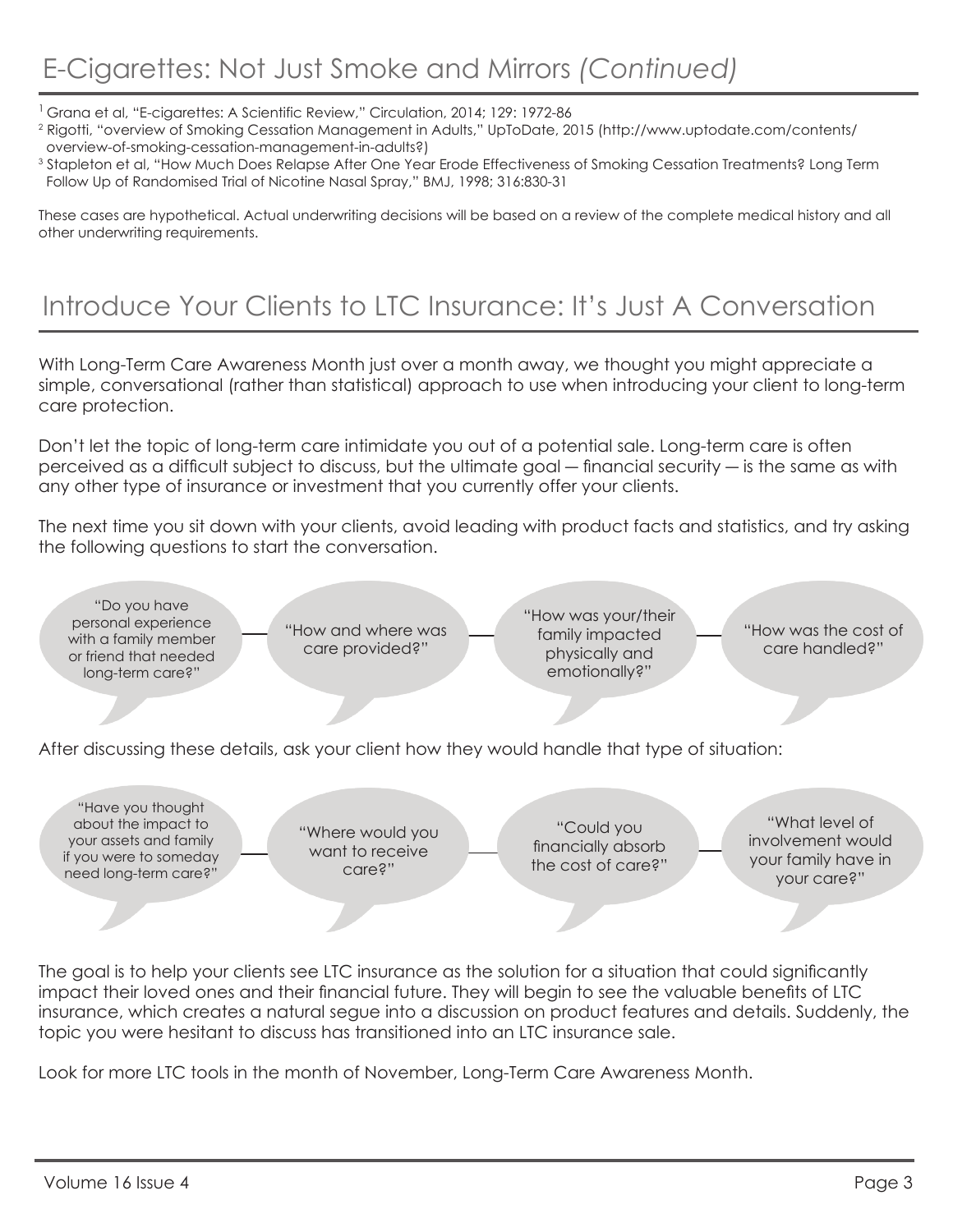# E-Cigarettes: Not Just Smoke and Mirrors *(Continued)*

[1] Grana et al, "E-cigarettes: A Scientific Review," Circulation, 2014; 129: 1972-86

[2] Rigotti, "overview of Smoking Cessation Management in Adults," UpToDate, 2015 (http://www.uptodate.com/contents/overview-of-smoking-cessation-management-in-adults?)

[3] Stapleton et al, "How Much Does Relapse After One Year Erode Effectiveness of Smoking Cessation Treatments? Long Term Follow Up of Randomised Trial of Nicotine Nasal Spray," BMJ, 1998; 316:830-31

These cases are hypothetical. Actual underwriting decisions will be based on a review of the complete medical history and all other underwriting requirements.

# Introduce Your Clients to LTC Insurance: It's Just A Conversation

With Long-Term Care Awareness Month just over a month away, we thought you might appreciate a simple, conversational (rather than statistical) approach to use when introducing your client to long-term care protection.

Don't let the topic of long-term care intimidate you out of a potential sale. Long-term care is often perceived as a difficult subject to discuss, but the ultimate goal — financial security — is the same as with any other type of insurance or investment that you currently offer your clients.

The next time you sit down with your clients, avoid leading with product facts and statistics, and try asking the following questions to start the conversation.

- "Do you have personal experience with a family member or friend that needed long-term care?"
- "How and where was care provided?"
- "How was your/their family impacted physically and emotionally?"
- "How was the cost of care handled?"

After discussing these details, ask your client how they would handle that type of situation:

- "Have you thought about the impact to your assets and family if you were to someday need long-term care?"
- "Where would you want to receive care?"
- "Could you financially absorb the cost of care?"
- "What level of involvement would your family have in your care?"

The goal is to help your clients see LTC insurance as the solution for a situation that could significantly impact their loved ones and their financial future. They will begin to see the valuable benefits of LTC insurance, which creates a natural segue into a discussion on product features and details. Suddenly, the topic you were hesitant to discuss has transitioned into an LTC insurance sale.

Look for more LTC tools in the month of November, Long-Term Care Awareness Month.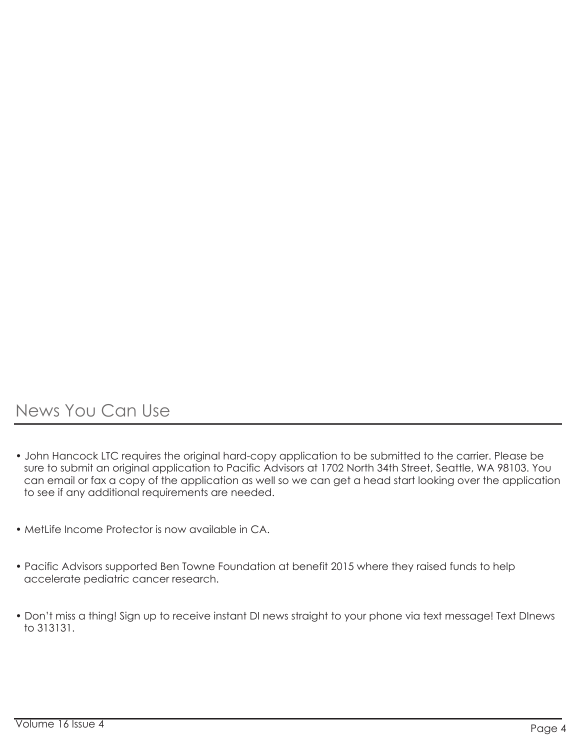## News You Can Use

- John Hancock LTC requires the original hard-copy application to be submitted to the carrier. Please be sure to submit an original application to Pacific Advisors at 1702 North 34th Street, Seattle, WA 98103. You can email or fax a copy of the application as well so we can get a head start looking over the application to see if any additional requirements are needed.

- MetLife Income Protector is now available in CA.

- Pacific Advisors supported Ben Towne Foundation at benefit 2015 where they raised funds to help accelerate pediatric cancer research.

- Don't miss a thing! Sign up to receive instant DI news straight to your phone via text message! Text DInews to 313131.